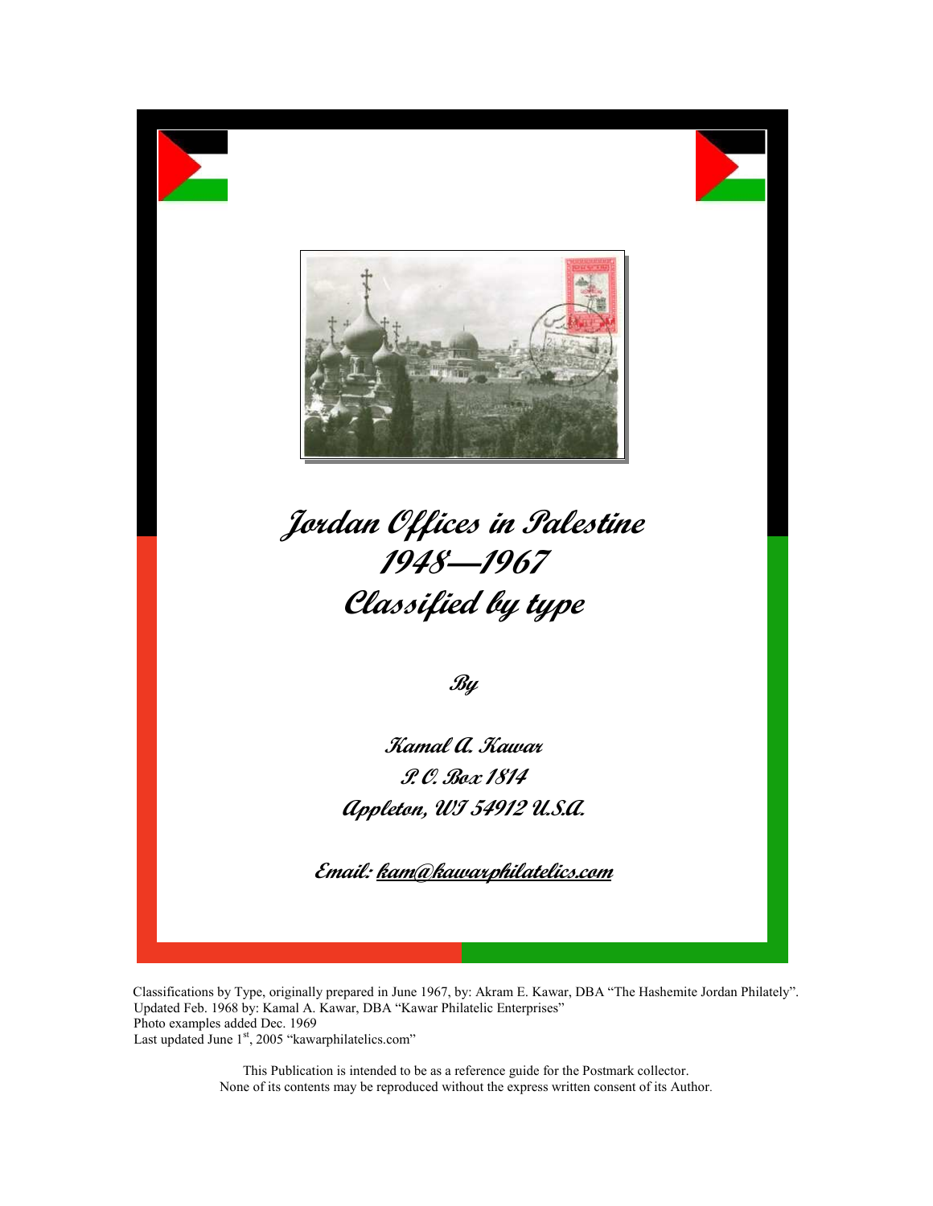# Jordan Offices in Palestine 1948—1967 Classified by type

By

Kamal A. Kawar
P. O. Box 1814
Appleton, WI 54912 U.S.A.

Email: kam@kawarphilatelics.com

Classifications by Type, originally prepared in June 1967, by: Akram E. Kawar, DBA "The Hashemite Jordan Philately".
Updated Feb. 1968 by: Kamal A. Kawar, DBA "Kawar Philatelic Enterprises"
Photo examples added Dec. 1969
Last updated June 1st, 2005 "kawarphilatelics.com"

This Publication is intended to be as a reference guide for the Postmark collector.
None of its contents may be reproduced without the express written consent of its Author.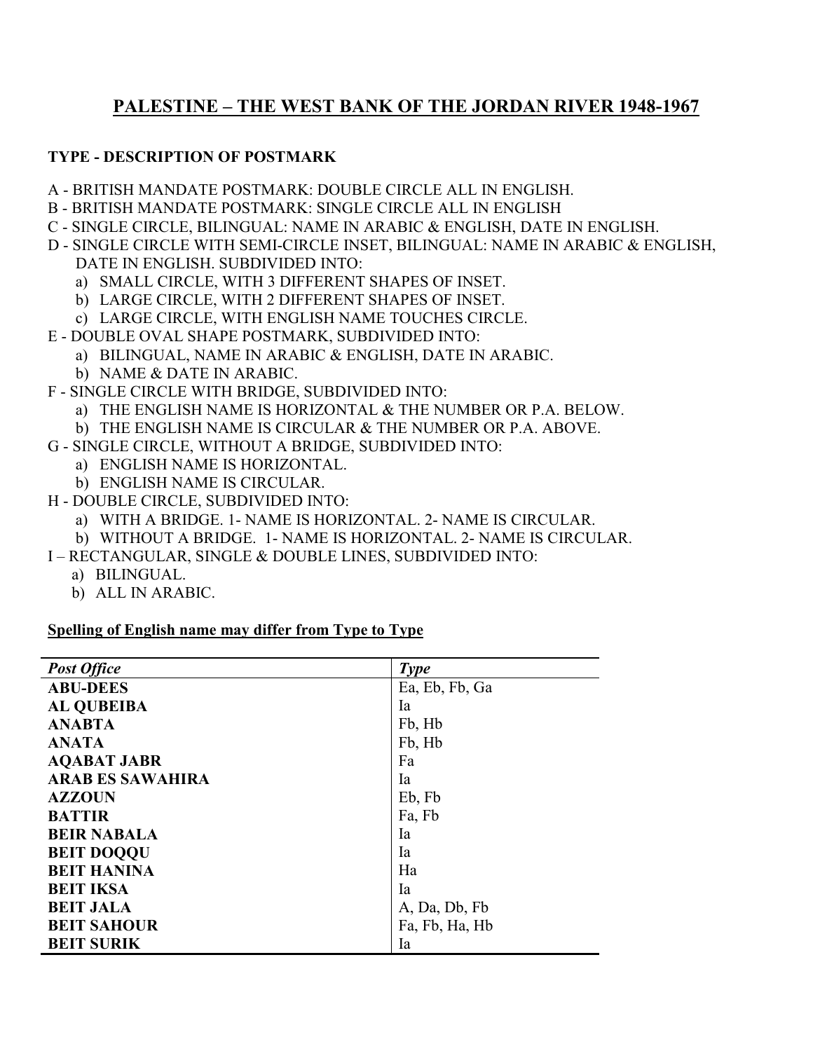# PALESTINE – THE WEST BANK OF THE JORDAN RIVER 1948-1967

**TYPE - DESCRIPTION OF POSTMARK**

A - BRITISH MANDATE POSTMARK: DOUBLE CIRCLE ALL IN ENGLISH.
B - BRITISH MANDATE POSTMARK: SINGLE CIRCLE ALL IN ENGLISH
C - SINGLE CIRCLE, BILINGUAL: NAME IN ARABIC & ENGLISH, DATE IN ENGLISH.
D - SINGLE CIRCLE WITH SEMI-CIRCLE INSET, BILINGUAL: NAME IN ARABIC & ENGLISH, DATE IN ENGLISH. SUBDIVIDED INTO:

- a) SMALL CIRCLE, WITH 3 DIFFERENT SHAPES OF INSET.
- b) LARGE CIRCLE, WITH 2 DIFFERENT SHAPES OF INSET.
- c) LARGE CIRCLE, WITH ENGLISH NAME TOUCHES CIRCLE.

E - DOUBLE OVAL SHAPE POSTMARK, SUBDIVIDED INTO:

- a) BILINGUAL, NAME IN ARABIC & ENGLISH, DATE IN ARABIC.
- b) NAME & DATE IN ARABIC.

F - SINGLE CIRCLE WITH BRIDGE, SUBDIVIDED INTO:

- a) THE ENGLISH NAME IS HORIZONTAL & THE NUMBER OR P.A. BELOW.
- b) THE ENGLISH NAME IS CIRCULAR & THE NUMBER OR P.A. ABOVE.

G - SINGLE CIRCLE, WITHOUT A BRIDGE, SUBDIVIDED INTO:

- a) ENGLISH NAME IS HORIZONTAL.
- b) ENGLISH NAME IS CIRCULAR.

H - DOUBLE CIRCLE, SUBDIVIDED INTO:

- a) WITH A BRIDGE. 1- NAME IS HORIZONTAL. 2- NAME IS CIRCULAR.
- b) WITHOUT A BRIDGE. 1- NAME IS HORIZONTAL. 2- NAME IS CIRCULAR.

I – RECTANGULAR, SINGLE & DOUBLE LINES, SUBDIVIDED INTO:

- a) BILINGUAL.
- b) ALL IN ARABIC.

**Spelling of English name may differ from Type to Type**

| *Post Office* | *Type* |
|---|---|
| **ABU-DEES** | Ea, Eb, Fb, Ga |
| **AL QUBEIBA** | Ia |
| **ANABTA** | Fb, Hb |
| **ANATA** | Fb, Hb |
| **AQABAT JABR** | Fa |
| **ARAB ES SAWAHIRA** | Ia |
| **AZZOUN** | Eb, Fb |
| **BATTIR** | Fa, Fb |
| **BEIR NABALA** | Ia |
| **BEIT DOQQU** | Ia |
| **BEIT HANINA** | Ha |
| **BEIT IKSA** | Ia |
| **BEIT JALA** | A, Da, Db, Fb |
| **BEIT SAHOUR** | Fa, Fb, Ha, Hb |
| **BEIT SURIK** | Ia |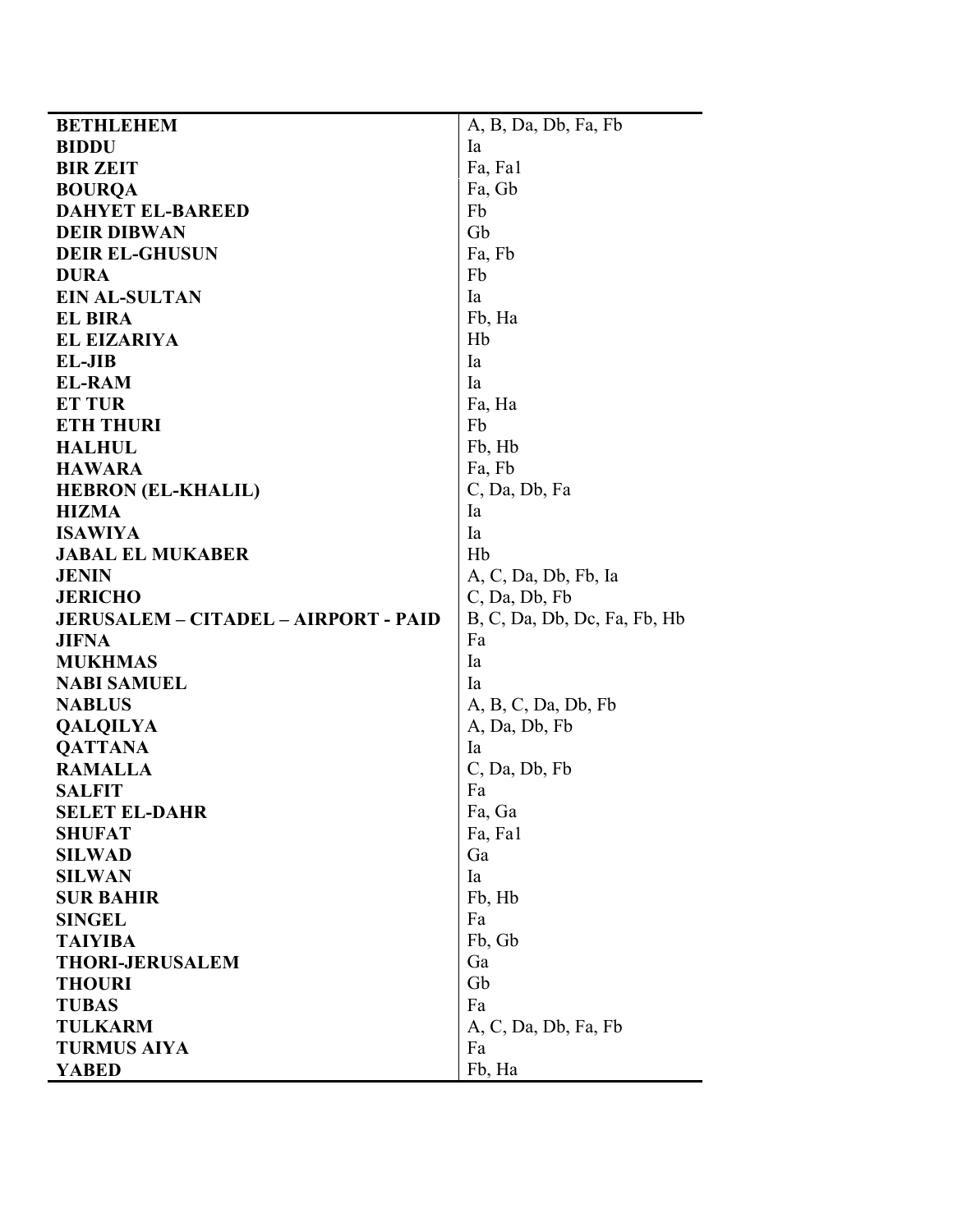| | |
|---|---|
| **BETHLEHEM** | A, B, Da, Db, Fa, Fb |
| **BIDDU** | Ia |
| **BIR ZEIT** | Fa, Fa1 |
| **BOURQA** | Fa, Gb |
| **DAHYET EL-BAREED** | Fb |
| **DEIR DIBWAN** | Gb |
| **DEIR EL-GHUSUN** | Fa, Fb |
| **DURA** | Fb |
| **EIN AL-SULTAN** | Ia |
| **EL BIRA** | Fb, Ha |
| **EL EIZARIYA** | Hb |
| **EL-JIB** | Ia |
| **EL-RAM** | Ia |
| **ET TUR** | Fa, Ha |
| **ETH THURI** | Fb |
| **HALHUL** | Fb, Hb |
| **HAWARA** | Fa, Fb |
| **HEBRON (EL-KHALIL)** | C, Da, Db, Fa |
| **HIZMA** | Ia |
| **ISAWIYA** | Ia |
| **JABAL EL MUKABER** | Hb |
| **JENIN** | A, C, Da, Db, Fb, Ia |
| **JERICHO** | C, Da, Db, Fb |
| **JERUSALEM – CITADEL – AIRPORT - PAID** | B, C, Da, Db, Dc, Fa, Fb, Hb |
| **JIFNA** | Fa |
| **MUKHMAS** | Ia |
| **NABI SAMUEL** | Ia |
| **NABLUS** | A, B, C, Da, Db, Fb |
| **QALQILYA** | A, Da, Db, Fb |
| **QATTANA** | Ia |
| **RAMALLA** | C, Da, Db, Fb |
| **SALFIT** | Fa |
| **SELET EL-DAHR** | Fa, Ga |
| **SHUFAT** | Fa, Fa1 |
| **SILWAD** | Ga |
| **SILWAN** | Ia |
| **SUR BAHIR** | Fb, Hb |
| **SINGEL** | Fa |
| **TAIYIBA** | Fb, Gb |
| **THORI-JERUSALEM** | Ga |
| **THOURI** | Gb |
| **TUBAS** | Fa |
| **TULKARM** | A, C, Da, Db, Fa, Fb |
| **TURMUS AIYA** | Fa |
| **YABED** | Fb, Ha |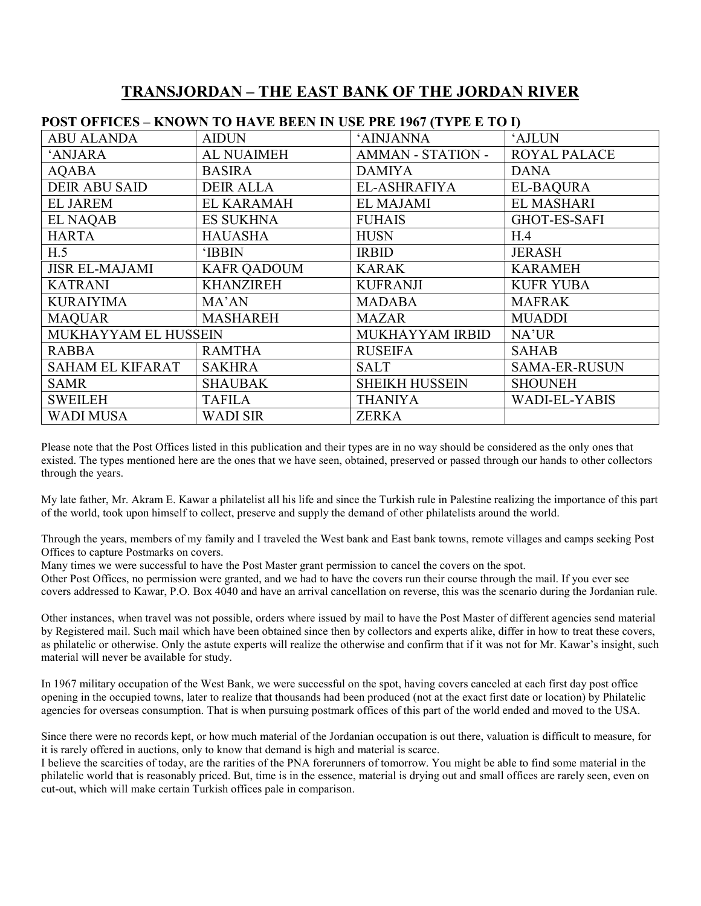# TRANSJORDAN – THE EAST BANK OF THE JORDAN RIVER

## POST OFFICES – KNOWN TO HAVE BEEN IN USE PRE 1967 (TYPE E TO I)

| | | | |
|---|---|---|---|
| ABU ALANDA | AIDUN | 'AINJANNA | 'AJLUN |
| 'ANJARA | AL NUAIMEH | AMMAN - STATION - | ROYAL PALACE |
| AQABA | BASIRA | DAMIYA | DANA |
| DEIR ABU SAID | DEIR ALLA | EL-ASHRAFIYA | EL-BAQURA |
| EL JAREM | EL KARAMAH | EL MAJAMI | EL MASHARI |
| EL NAQAB | ES SUKHNA | FUHAIS | GHOT-ES-SAFI |
| HARTA | HAUASHA | HUSN | H.4 |
| H.5 | 'IBBIN | IRBID | JERASH |
| JISR EL-MAJAMI | KAFR QADOUM | KARAK | KARAMEH |
| KATRANI | KHANZIREH | KUFRANJI | KUFR YUBA |
| KURAIYIMA | MA'AN | MADABA | MAFRAK |
| MAQUAR | MASHAREH | MAZAR | MUADDI |
| MUKHAYYAM EL HUSSEIN | | MUKHAYYAM IRBID | NA'UR |
| RABBA | RAMTHA | RUSEIFA | SAHAB |
| SAHAM EL KIFARAT | SAKHRA | SALT | SAMA-ER-RUSUN |
| SAMR | SHAUBAK | SHEIKH HUSSEIN | SHOUNEH |
| SWEILEH | TAFILA | THANIYA | WADI-EL-YABIS |
| WADI MUSA | WADI SIR | ZERKA | |

Please note that the Post Offices listed in this publication and their types are in no way should be considered as the only ones that existed. The types mentioned here are the ones that we have seen, obtained, preserved or passed through our hands to other collectors through the years.

My late father, Mr. Akram E. Kawar a philatelist all his life and since the Turkish rule in Palestine realizing the importance of this part of the world, took upon himself to collect, preserve and supply the demand of other philatelists around the world.

Through the years, members of my family and I traveled the West bank and East bank towns, remote villages and camps seeking Post Offices to capture Postmarks on covers.
Many times we were successful to have the Post Master grant permission to cancel the covers on the spot.
Other Post Offices, no permission were granted, and we had to have the covers run their course through the mail. If you ever see covers addressed to Kawar, P.O. Box 4040 and have an arrival cancellation on reverse, this was the scenario during the Jordanian rule.

Other instances, when travel was not possible, orders where issued by mail to have the Post Master of different agencies send material by Registered mail. Such mail which have been obtained since then by collectors and experts alike, differ in how to treat these covers, as philatelic or otherwise. Only the astute experts will realize the otherwise and confirm that if it was not for Mr. Kawar's insight, such material will never be available for study.

In 1967 military occupation of the West Bank, we were successful on the spot, having covers canceled at each first day post office opening in the occupied towns, later to realize that thousands had been produced (not at the exact first date or location) by Philatelic agencies for overseas consumption. That is when pursuing postmark offices of this part of the world ended and moved to the USA.

Since there were no records kept, or how much material of the Jordanian occupation is out there, valuation is difficult to measure, for it is rarely offered in auctions, only to know that demand is high and material is scarce.
I believe the scarcities of today, are the rarities of the PNA forerunners of tomorrow. You might be able to find some material in the philatelic world that is reasonably priced. But, time is in the essence, material is drying out and small offices are rarely seen, even on cut-out, which will make certain Turkish offices pale in comparison.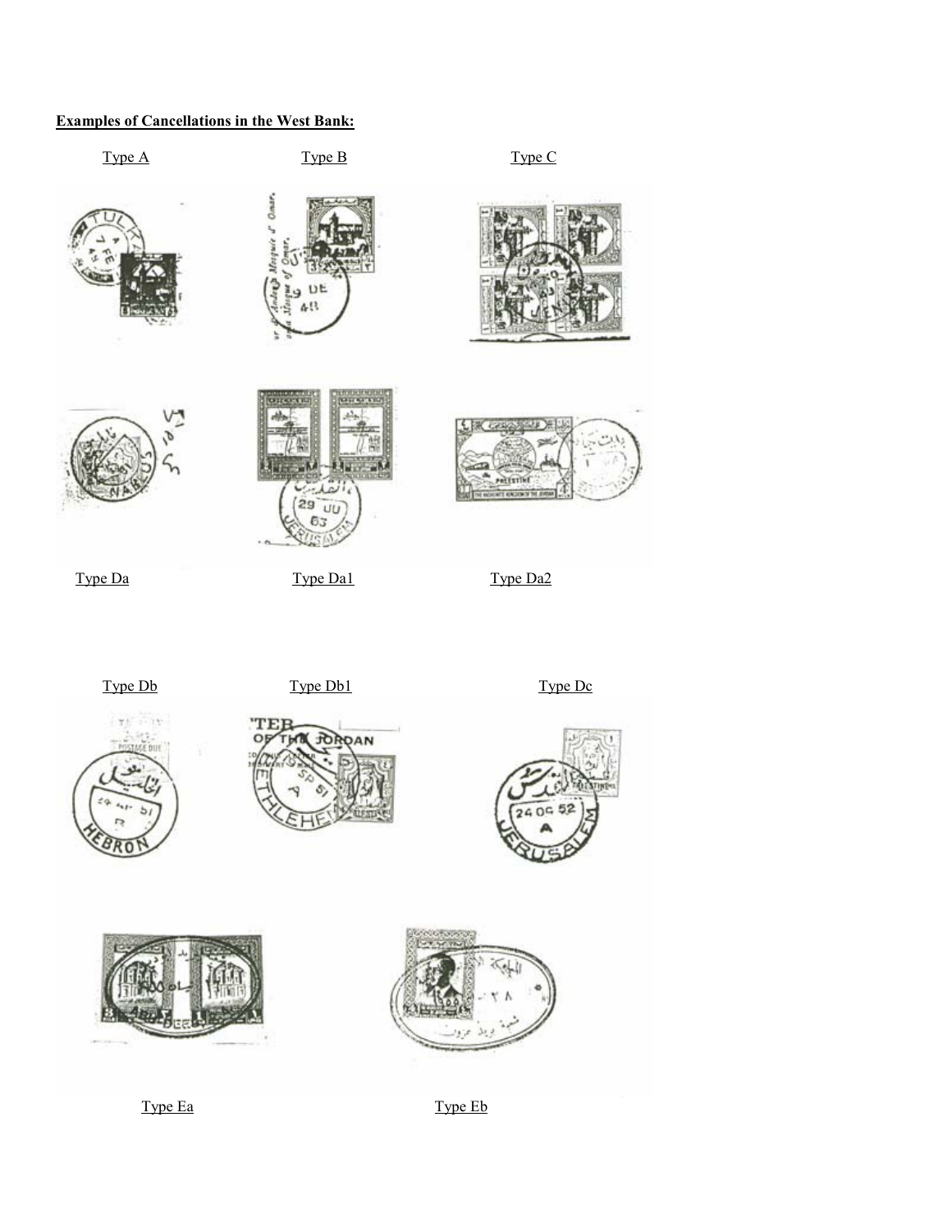**Examples of Cancellations in the West Bank:**

Type A

Type B

Type C

Type Da

Type Da1

Type Da2

Type Db

Type Db1

Type Dc

Type Ea

Type Eb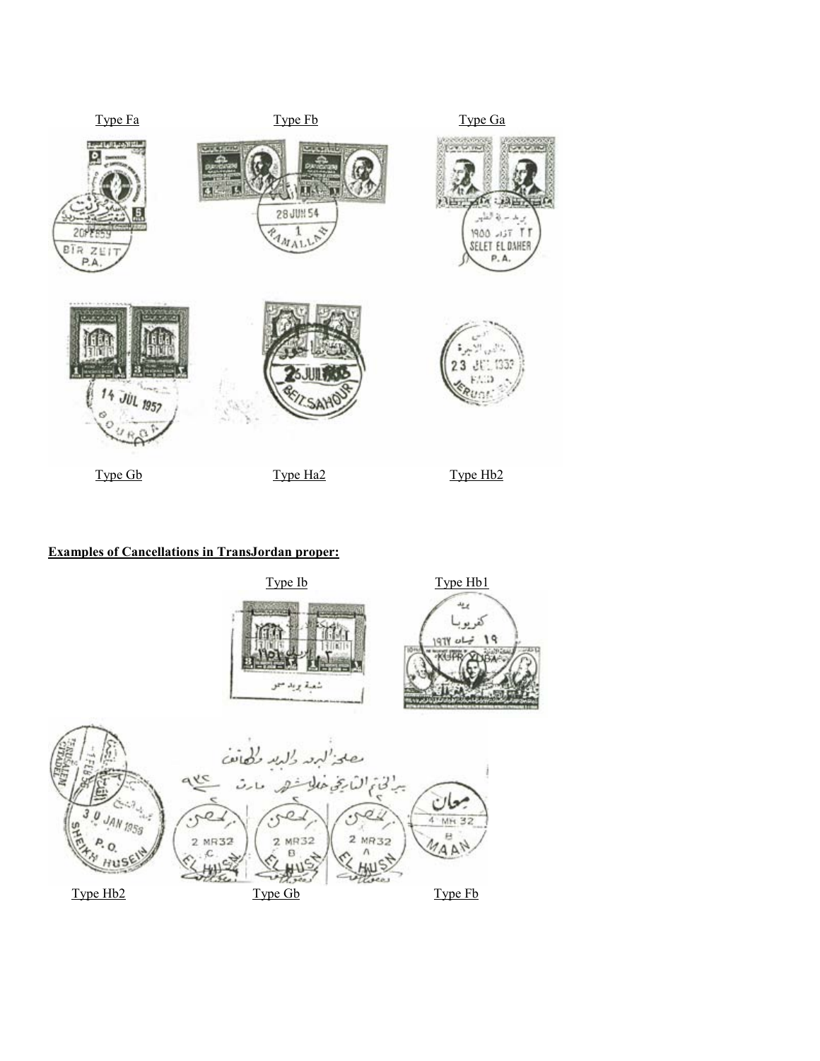Type Fa

Type Fb

Type Ga

Type Gb

Type Ha2

Type Hb2

**Examples of Cancellations in TransJordan proper:**

Type Ib

Type Hb1

Type Hb2

Type Gb

Type Fb